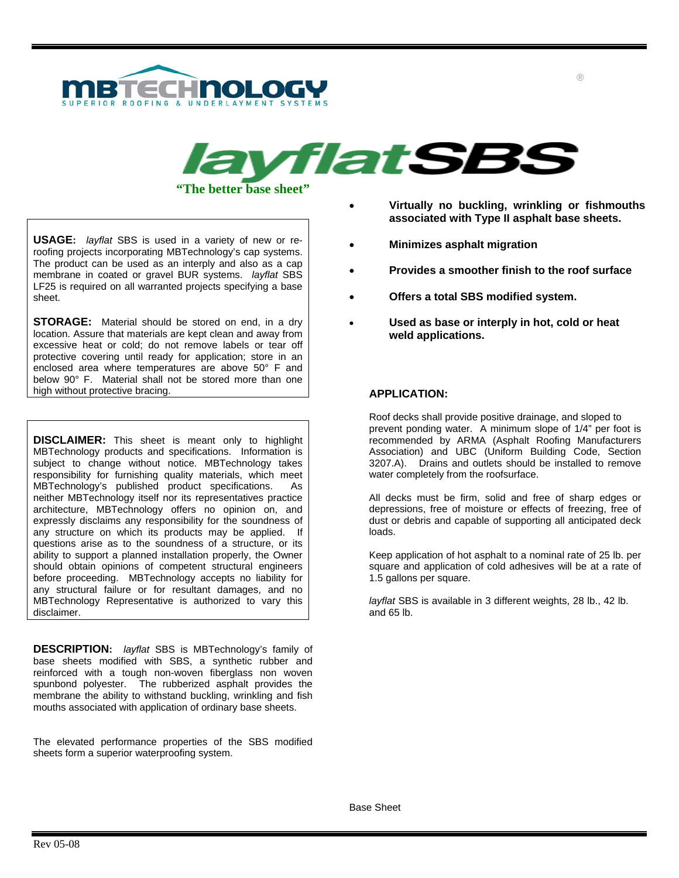MBTECHNOLOGY®

SUPERIOR ROOFING & UNDERLAYMENT SYSTEMS

# *layflat*SBS

**"The better base sheet"**

- **Virtually no buckling, wrinkling or fishmouths associated with Type II asphalt base sheets.**
- **Minimizes asphalt migration**
- **Provides a smoother finish to the roof surface**
- **Offers a total SBS modified system.**
- **Used as base or interply in hot, cold or heat weld applications.**

**USAGE:** *layflat* SBS is used in a variety of new or re-roofing projects incorporating MBTechnology's cap systems. The product can be used as an interply and also as a cap membrane in coated or gravel BUR systems. *layflat* SBS LF25 is required on all warranted projects specifying a base sheet.

**STORAGE:** Material should be stored on end, in a dry location. Assure that materials are kept clean and away from excessive heat or cold; do not remove labels or tear off protective covering until ready for application; store in an enclosed area where temperatures are above 50° F and below 90° F. Material shall not be stored more than one high without protective bracing.

**DISCLAIMER:** This sheet is meant only to highlight MBTechnology products and specifications. Information is subject to change without notice. MBTechnology takes responsibility for furnishing quality materials, which meet MBTechnology's published product specifications. As neither MBTechnology itself nor its representatives practice architecture, MBTechnology offers no opinion on, and expressly disclaims any responsibility for the soundness of any structure on which its products may be applied. If questions arise as to the soundness of a structure, or its ability to support a planned installation properly, the Owner should obtain opinions of competent structural engineers before proceeding. MBTechnology accepts no liability for any structural failure or for resultant damages, and no MBTechnology Representative is authorized to vary this disclaimer.

**DESCRIPTION:** *layflat* SBS is MBTechnology's family of base sheets modified with SBS, a synthetic rubber and reinforced with a tough non-woven fiberglass non woven spunbond polyester. The rubberized asphalt provides the membrane the ability to withstand buckling, wrinkling and fish mouths associated with application of ordinary base sheets.

The elevated performance properties of the SBS modified sheets form a superior waterproofing system.

## APPLICATION:

Roof decks shall provide positive drainage, and sloped to prevent ponding water. A minimum slope of 1/4" per foot is recommended by ARMA (Asphalt Roofing Manufacturers Association) and UBC (Uniform Building Code, Section 3207.A). Drains and outlets should be installed to remove water completely from the roofsurface.

All decks must be firm, solid and free of sharp edges or depressions, free of moisture or effects of freezing, free of dust or debris and capable of supporting all anticipated deck loads.

Keep application of hot asphalt to a nominal rate of 25 lb. per square and application of cold adhesives will be at a rate of 1.5 gallons per square.

*layflat* SBS is available in 3 different weights, 28 lb., 42 lb. and 65 lb.

Base Sheet

Rev 05-08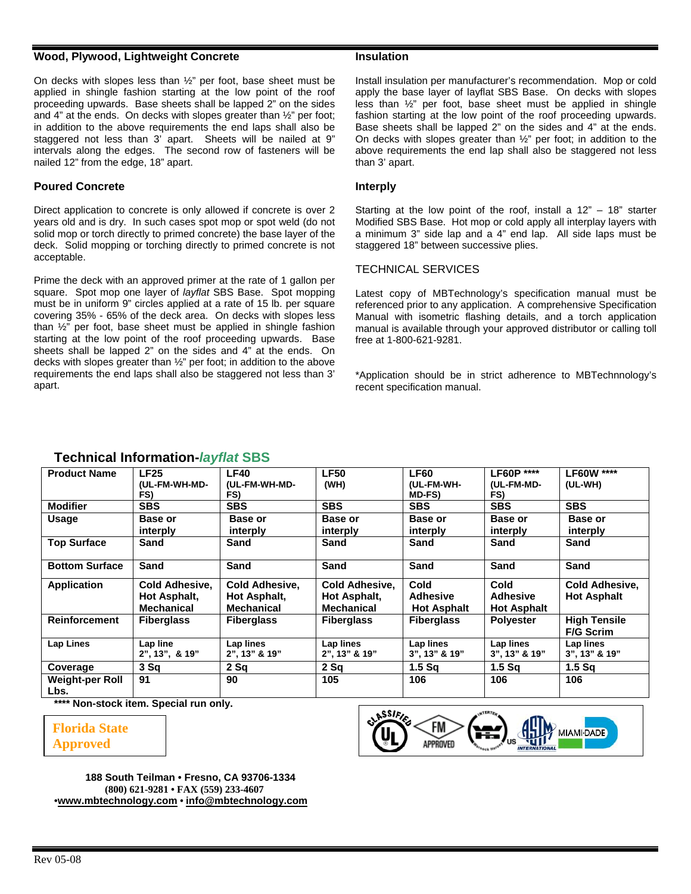## Wood, Plywood, Lightweight Concrete

On decks with slopes less than ½" per foot, base sheet must be applied in shingle fashion starting at the low point of the roof proceeding upwards. Base sheets shall be lapped 2" on the sides and 4" at the ends. On decks with slopes greater than ½" per foot; in addition to the above requirements the end laps shall also be staggered not less than 3' apart. Sheets will be nailed at 9" intervals along the edges. The second row of fasteners will be nailed 12" from the edge, 18" apart.

## Poured Concrete

Direct application to concrete is only allowed if concrete is over 2 years old and is dry. In such cases spot mop or spot weld (do not solid mop or torch directly to primed concrete) the base layer of the deck. Solid mopping or torching directly to primed concrete is not acceptable.

Prime the deck with an approved primer at the rate of 1 gallon per square. Spot mop one layer of *layflat* SBS Base. Spot mopping must be in uniform 9" circles applied at a rate of 15 lb. per square covering 35% - 65% of the deck area. On decks with slopes less than ½" per foot, base sheet must be applied in shingle fashion starting at the low point of the roof proceeding upwards. Base sheets shall be lapped 2" on the sides and 4" at the ends. On decks with slopes greater than ½" per foot; in addition to the above requirements the end laps shall also be staggered not less than 3' apart.

## Insulation

Install insulation per manufacturer's recommendation. Mop or cold apply the base layer of layflat SBS Base. On decks with slopes less than ½" per foot, base sheet must be applied in shingle fashion starting at the low point of the roof proceeding upwards. Base sheets shall be lapped 2" on the sides and 4" at the ends. On decks with slopes greater than ½" per foot; in addition to the above requirements the end lap shall also be staggered not less than 3' apart.

## Interply

Starting at the low point of the roof, install a 12" – 18" starter Modified SBS Base. Hot mop or cold apply all interplay layers with a minimum 3" side lap and a 4" end lap. All side laps must be staggered 18" between successive plies.

## TECHNICAL SERVICES

Latest copy of MBTechnology's specification manual must be referenced prior to any application. A comprehensive Specification Manual with isometric flashing details, and a torch application manual is available through your approved distributor or calling toll free at 1-800-621-9281.

*Application should be in strict adherence to MBTechnnology's recent specification manual.

## Technical Information-*layflat* SBS

| Product Name | LF25 (UL-FM-WH-MD-FS) | LF40 (UL-FM-WH-MD-FS) | LF50 (WH) | LF60 (UL-FM-WH-MD-FS) | LF60P **** (UL-FM-MD-FS) | LF60W **** (UL-WH) |
|---|---|---|---|---|---|---|
| Modifier | SBS | SBS | SBS | SBS | SBS | SBS |
| Usage | Base or interply | Base or interply | Base or interply | Base or interply | Base or interply | Base or interply |
| Top Surface | Sand | Sand | Sand | Sand | Sand | Sand |
| Bottom Surface | Sand | Sand | Sand | Sand | Sand | Sand |
| Application | Cold Adhesive, Hot Asphalt, Mechanical | Cold Adhesive, Hot Asphalt, Mechanical | Cold Adhesive, Hot Asphalt, Mechanical | Cold Adhesive Hot Asphalt | Cold Adhesive Hot Asphalt | Cold Adhesive, Hot Asphalt |
| Reinforcement | Fiberglass | Fiberglass | Fiberglass | Fiberglass | Polyester | High Tensile F/G Scrim |
| Lap Lines | Lap line 2", 13", & 19" | Lap lines 2", 13" & 19" | Lap lines 2", 13" & 19" | Lap lines 3", 13" & 19" | Lap lines 3", 13" & 19" | Lap lines 3", 13" & 19" |
| Coverage | 3 Sq | 2 Sq | 2 Sq | 1.5 Sq | 1.5 Sq | 1.5 Sq |
| Weight-per Roll Lbs. | 91 | 90 | 105 | 106 | 106 | 106 |

**\*\*\*\* Non-stock item. Special run only.**

**Florida State Approved**

**188 South Teilman • Fresno, CA 93706-1334**
**(800) 621-9281 • FAX (559) 233-4607**
**•www.mbtechnology.com • info@mbtechnology.com**

Rev 05-08